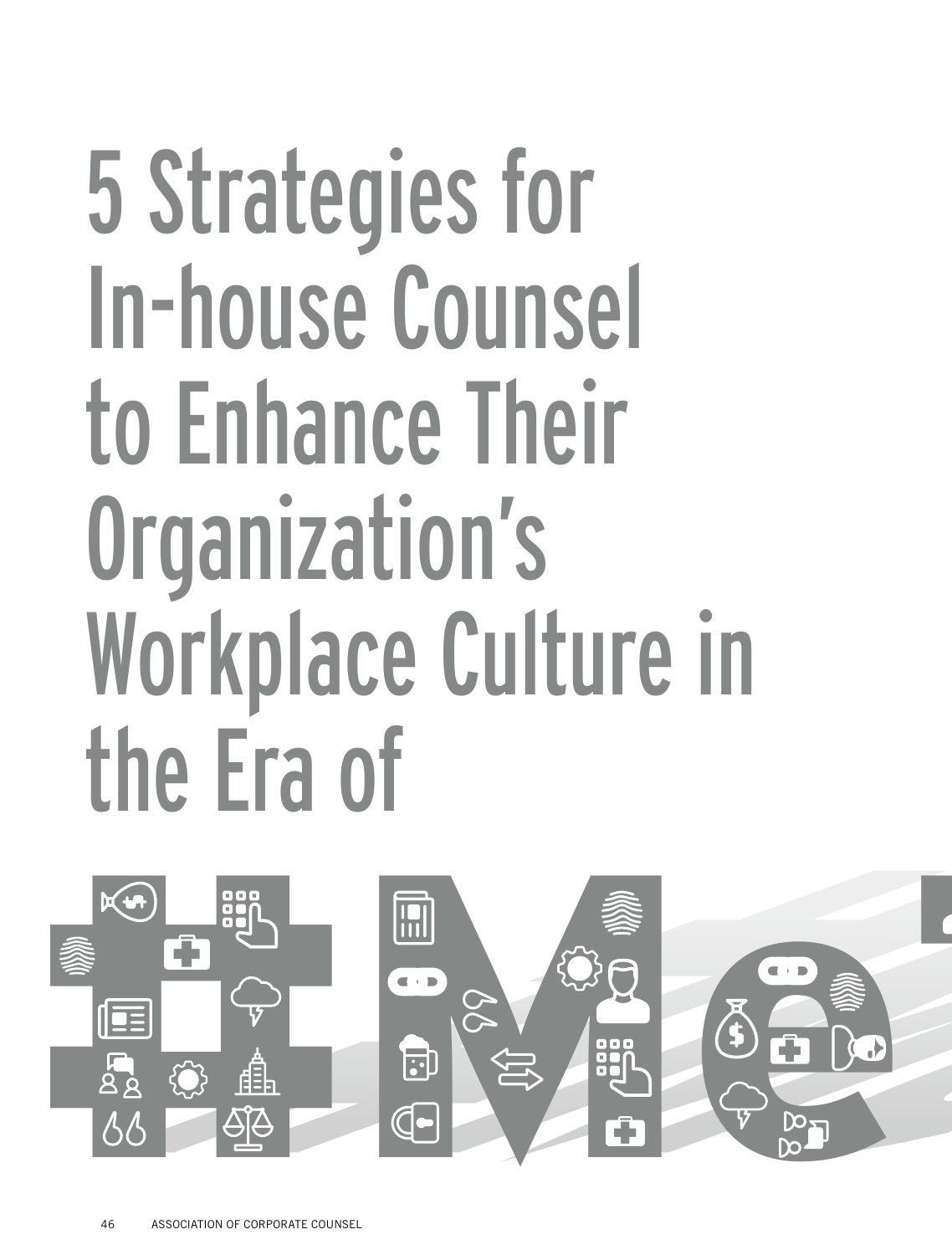# 5 Strategies for In-house Counsel to Enhance Their Organization's Workplace Culture in the Era of #Me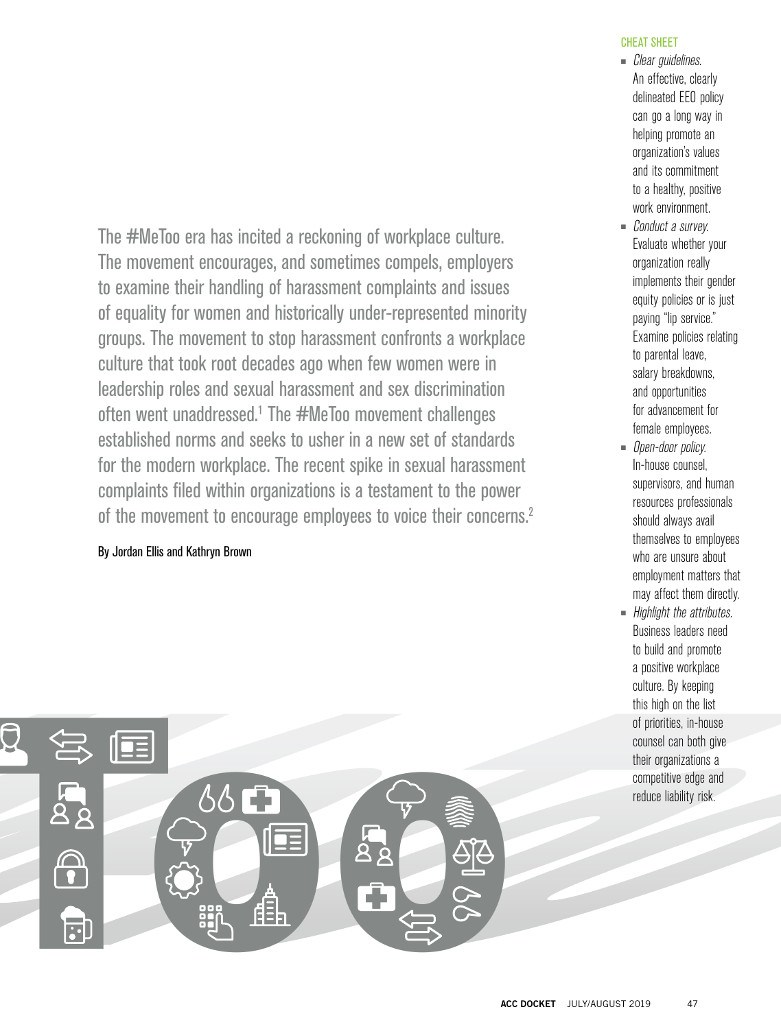The #MeToo era has incited a reckoning of workplace culture. The movement encourages, and sometimes compels, employers to examine their handling of harassment complaints and issues of equality for women and historically under-represented minority groups. The movement to stop harassment confronts a workplace culture that took root decades ago when few women were in leadership roles and sexual harassment and sex discrimination often went unaddressed.[1] The #MeToo movement challenges established norms and seeks to usher in a new set of standards for the modern workplace. The recent spike in sexual harassment complaints filed within organizations is a testament to the power of the movement to encourage employees to voice their concerns.[2]

By Jordan Ellis and Kathryn Brown

CHEAT SHEET

- *Clear guidelines.* An effective, clearly delineated EEO policy can go a long way in helping promote an organization's values and its commitment to a healthy, positive work environment.
- *Conduct a survey.* Evaluate whether your organization really implements their gender equity policies or is just paying "lip service." Examine policies relating to parental leave, salary breakdowns, and opportunities for advancement for female employees.
- *Open-door policy.* In-house counsel, supervisors, and human resources professionals should always avail themselves to employees who are unsure about employment matters that may affect them directly.
- *Highlight the attributes.* Business leaders need to build and promote a positive workplace culture. By keeping this high on the list of priorities, in-house counsel can both give their organizations a competitive edge and reduce liability risk.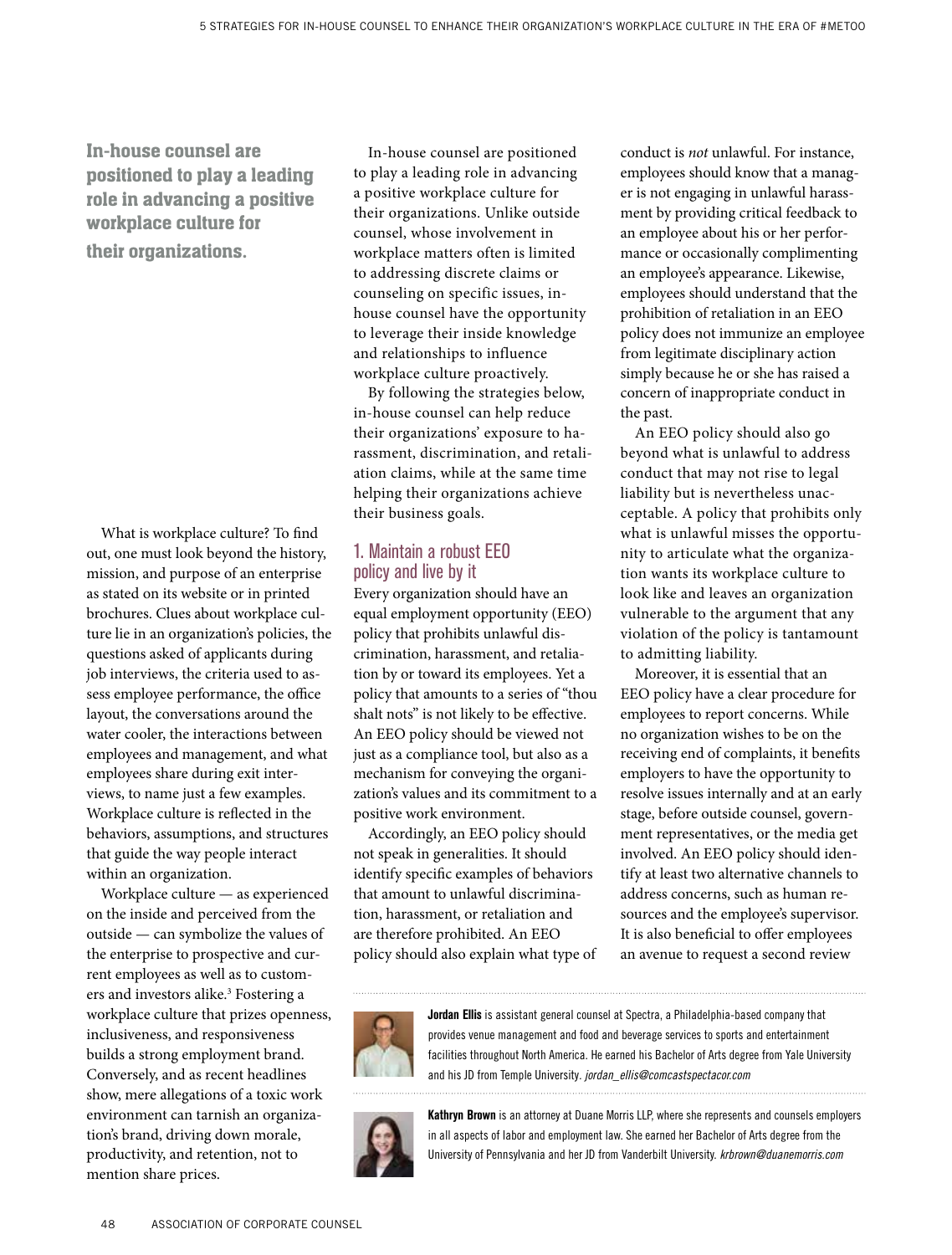**In-house counsel are positioned to play a leading role in advancing a positive workplace culture for their organizations.**

What is workplace culture? To find out, one must look beyond the history, mission, and purpose of an enterprise as stated on its website or in printed brochures. Clues about workplace culture lie in an organization's policies, the questions asked of applicants during job interviews, the criteria used to assess employee performance, the office layout, the conversations around the water cooler, the interactions between employees and management, and what employees share during exit interviews, to name just a few examples. Workplace culture is reflected in the behaviors, assumptions, and structures that guide the way people interact within an organization.

Workplace culture — as experienced on the inside and perceived from the outside — can symbolize the values of the enterprise to prospective and current employees as well as to customers and investors alike.[3] Fostering a workplace culture that prizes openness, inclusiveness, and responsiveness builds a strong employment brand. Conversely, and as recent headlines show, mere allegations of a toxic work environment can tarnish an organization's brand, driving down morale, productivity, and retention, not to mention share prices.

In-house counsel are positioned to play a leading role in advancing a positive workplace culture for their organizations. Unlike outside counsel, whose involvement in workplace matters often is limited to addressing discrete claims or counseling on specific issues, in-house counsel have the opportunity to leverage their inside knowledge and relationships to influence workplace culture proactively.

By following the strategies below, in-house counsel can help reduce their organizations' exposure to harassment, discrimination, and retaliation claims, while at the same time helping their organizations achieve their business goals.

## 1. Maintain a robust EEO policy and live by it

Every organization should have an equal employment opportunity (EEO) policy that prohibits unlawful discrimination, harassment, and retaliation by or toward its employees. Yet a policy that amounts to a series of "thou shalt nots" is not likely to be effective. An EEO policy should be viewed not just as a compliance tool, but also as a mechanism for conveying the organization's values and its commitment to a positive work environment.

Accordingly, an EEO policy should not speak in generalities. It should identify specific examples of behaviors that amount to unlawful discrimination, harassment, or retaliation and are therefore prohibited. An EEO policy should also explain what type of conduct is *not* unlawful. For instance, employees should know that a manager is not engaging in unlawful harassment by providing critical feedback to an employee about his or her performance or occasionally complimenting an employee's appearance. Likewise, employees should understand that the prohibition of retaliation in an EEO policy does not immunize an employee from legitimate disciplinary action simply because he or she has raised a concern of inappropriate conduct in the past.

An EEO policy should also go beyond what is unlawful to address conduct that may not rise to legal liability but is nevertheless unacceptable. A policy that prohibits only what is unlawful misses the opportunity to articulate what the organization wants its workplace culture to look like and leaves an organization vulnerable to the argument that any violation of the policy is tantamount to admitting liability.

Moreover, it is essential that an EEO policy have a clear procedure for employees to report concerns. While no organization wishes to be on the receiving end of complaints, it benefits employers to have the opportunity to resolve issues internally and at an early stage, before outside counsel, government representatives, or the media get involved. An EEO policy should identify at least two alternative channels to address concerns, such as human resources and the employee's supervisor. It is also beneficial to offer employees an avenue to request a second review

---

**Jordan Ellis** is assistant general counsel at Spectra, a Philadelphia-based company that provides venue management and food and beverage services to sports and entertainment facilities throughout North America. He earned his Bachelor of Arts degree from Yale University and his JD from Temple University. *jordan_ellis@comcastspectacor.com*

**Kathryn Brown** is an attorney at Duane Morris LLP, where she represents and counsels employers in all aspects of labor and employment law. She earned her Bachelor of Arts degree from the University of Pennsylvania and her JD from Vanderbilt University. *krbrown@duanemorris.com*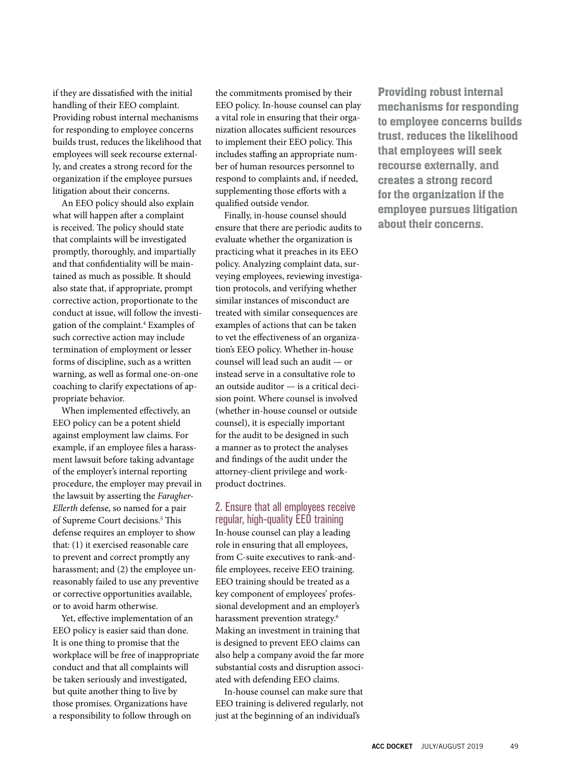if they are dissatisfied with the initial handling of their EEO complaint. Providing robust internal mechanisms for responding to employee concerns builds trust, reduces the likelihood that employees will seek recourse externally, and creates a strong record for the organization if the employee pursues litigation about their concerns.

An EEO policy should also explain what will happen after a complaint is received. The policy should state that complaints will be investigated promptly, thoroughly, and impartially and that confidentiality will be maintained as much as possible. It should also state that, if appropriate, prompt corrective action, proportionate to the conduct at issue, will follow the investigation of the complaint.[4] Examples of such corrective action may include termination of employment or lesser forms of discipline, such as a written warning, as well as formal one-on-one coaching to clarify expectations of appropriate behavior.

When implemented effectively, an EEO policy can be a potent shield against employment law claims. For example, if an employee files a harassment lawsuit before taking advantage of the employer's internal reporting procedure, the employer may prevail in the lawsuit by asserting the *Faragher-Ellerth* defense, so named for a pair of Supreme Court decisions.[5] This defense requires an employer to show that: (1) it exercised reasonable care to prevent and correct promptly any harassment; and (2) the employee unreasonably failed to use any preventive or corrective opportunities available, or to avoid harm otherwise.

Yet, effective implementation of an EEO policy is easier said than done. It is one thing to promise that the workplace will be free of inappropriate conduct and that all complaints will be taken seriously and investigated, but quite another thing to live by those promises. Organizations have a responsibility to follow through on the commitments promised by their EEO policy. In-house counsel can play a vital role in ensuring that their organization allocates sufficient resources to implement their EEO policy. This includes staffing an appropriate number of human resources personnel to respond to complaints and, if needed, supplementing those efforts with a qualified outside vendor.

Finally, in-house counsel should ensure that there are periodic audits to evaluate whether the organization is practicing what it preaches in its EEO policy. Analyzing complaint data, surveying employees, reviewing investigation protocols, and verifying whether similar instances of misconduct are treated with similar consequences are examples of actions that can be taken to vet the effectiveness of an organization's EEO policy. Whether in-house counsel will lead such an audit — or instead serve in a consultative role to an outside auditor — is a critical decision point. Where counsel is involved (whether in-house counsel or outside counsel), it is especially important for the audit to be designed in such a manner as to protect the analyses and findings of the audit under the attorney-client privilege and work-product doctrines.

## 2. Ensure that all employees receive regular, high-quality EEO training

In-house counsel can play a leading role in ensuring that all employees, from C-suite executives to rank-and-file employees, receive EEO training. EEO training should be treated as a key component of employees' professional development and an employer's harassment prevention strategy.[6] Making an investment in training that is designed to prevent EEO claims can also help a company avoid the far more substantial costs and disruption associated with defending EEO claims.

In-house counsel can make sure that EEO training is delivered regularly, not just at the beginning of an individual's

**Providing robust internal mechanisms for responding to employee concerns builds trust, reduces the likelihood that employees will seek recourse externally, and creates a strong record for the organization if the employee pursues litigation about their concerns.**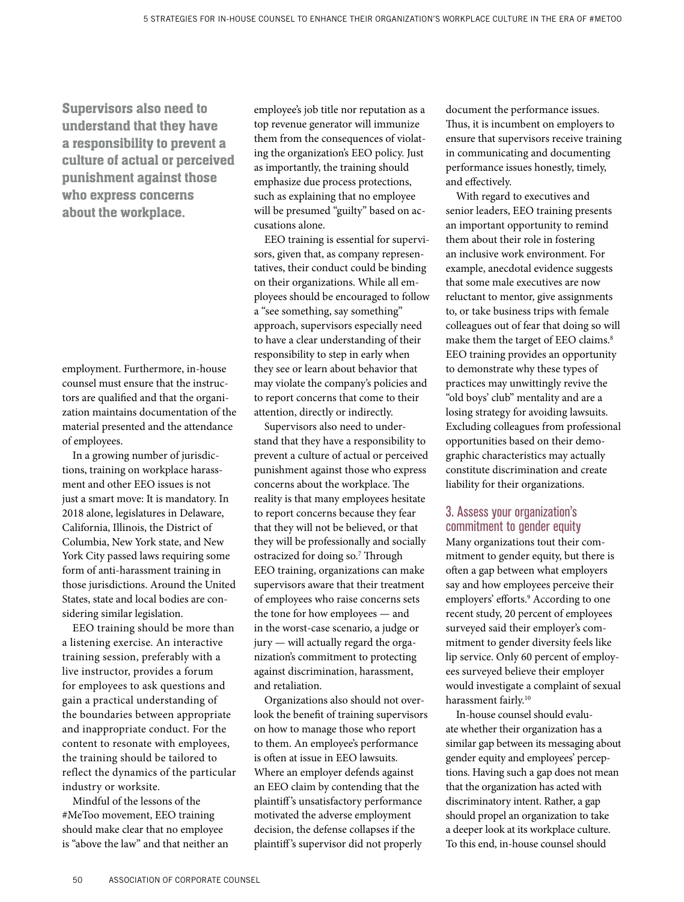**Supervisors also need to understand that they have a responsibility to prevent a culture of actual or perceived punishment against those who express concerns about the workplace.**

employment. Furthermore, in-house counsel must ensure that the instructors are qualified and that the organization maintains documentation of the material presented and the attendance of employees.

In a growing number of jurisdictions, training on workplace harassment and other EEO issues is not just a smart move: It is mandatory. In 2018 alone, legislatures in Delaware, California, Illinois, the District of Columbia, New York state, and New York City passed laws requiring some form of anti-harassment training in those jurisdictions. Around the United States, state and local bodies are considering similar legislation.

EEO training should be more than a listening exercise. An interactive training session, preferably with a live instructor, provides a forum for employees to ask questions and gain a practical understanding of the boundaries between appropriate and inappropriate conduct. For the content to resonate with employees, the training should be tailored to reflect the dynamics of the particular industry or worksite.

Mindful of the lessons of the #MeToo movement, EEO training should make clear that no employee is "above the law" and that neither an employee's job title nor reputation as a top revenue generator will immunize them from the consequences of violating the organization's EEO policy. Just as importantly, the training should emphasize due process protections, such as explaining that no employee will be presumed "guilty" based on accusations alone.

EEO training is essential for supervisors, given that, as company representatives, their conduct could be binding on their organizations. While all employees should be encouraged to follow a "see something, say something" approach, supervisors especially need to have a clear understanding of their responsibility to step in early when they see or learn about behavior that may violate the company's policies and to report concerns that come to their attention, directly or indirectly.

Supervisors also need to understand that they have a responsibility to prevent a culture of actual or perceived punishment against those who express concerns about the workplace. The reality is that many employees hesitate to report concerns because they fear that they will not be believed, or that they will be professionally and socially ostracized for doing so.[7] Through EEO training, organizations can make supervisors aware that their treatment of employees who raise concerns sets the tone for how employees — and in the worst-case scenario, a judge or jury — will actually regard the organization's commitment to protecting against discrimination, harassment, and retaliation.

Organizations also should not overlook the benefit of training supervisors on how to manage those who report to them. An employee's performance is often at issue in EEO lawsuits. Where an employer defends against an EEO claim by contending that the plaintiff's unsatisfactory performance motivated the adverse employment decision, the defense collapses if the plaintiff's supervisor did not properly document the performance issues. Thus, it is incumbent on employers to ensure that supervisors receive training in communicating and documenting performance issues honestly, timely, and effectively.

With regard to executives and senior leaders, EEO training presents an important opportunity to remind them about their role in fostering an inclusive work environment. For example, anecdotal evidence suggests that some male executives are now reluctant to mentor, give assignments to, or take business trips with female colleagues out of fear that doing so will make them the target of EEO claims.[8] EEO training provides an opportunity to demonstrate why these types of practices may unwittingly revive the "old boys' club" mentality and are a losing strategy for avoiding lawsuits. Excluding colleagues from professional opportunities based on their demographic characteristics may actually constitute discrimination and create liability for their organizations.

## 3. Assess your organization's commitment to gender equity

Many organizations tout their commitment to gender equity, but there is often a gap between what employers say and how employees perceive their employers' efforts.[9] According to one recent study, 20 percent of employees surveyed said their employer's commitment to gender diversity feels like lip service. Only 60 percent of employees surveyed believe their employer would investigate a complaint of sexual harassment fairly.[10]

In-house counsel should evaluate whether their organization has a similar gap between its messaging about gender equity and employees' perceptions. Having such a gap does not mean that the organization has acted with discriminatory intent. Rather, a gap should propel an organization to take a deeper look at its workplace culture. To this end, in-house counsel should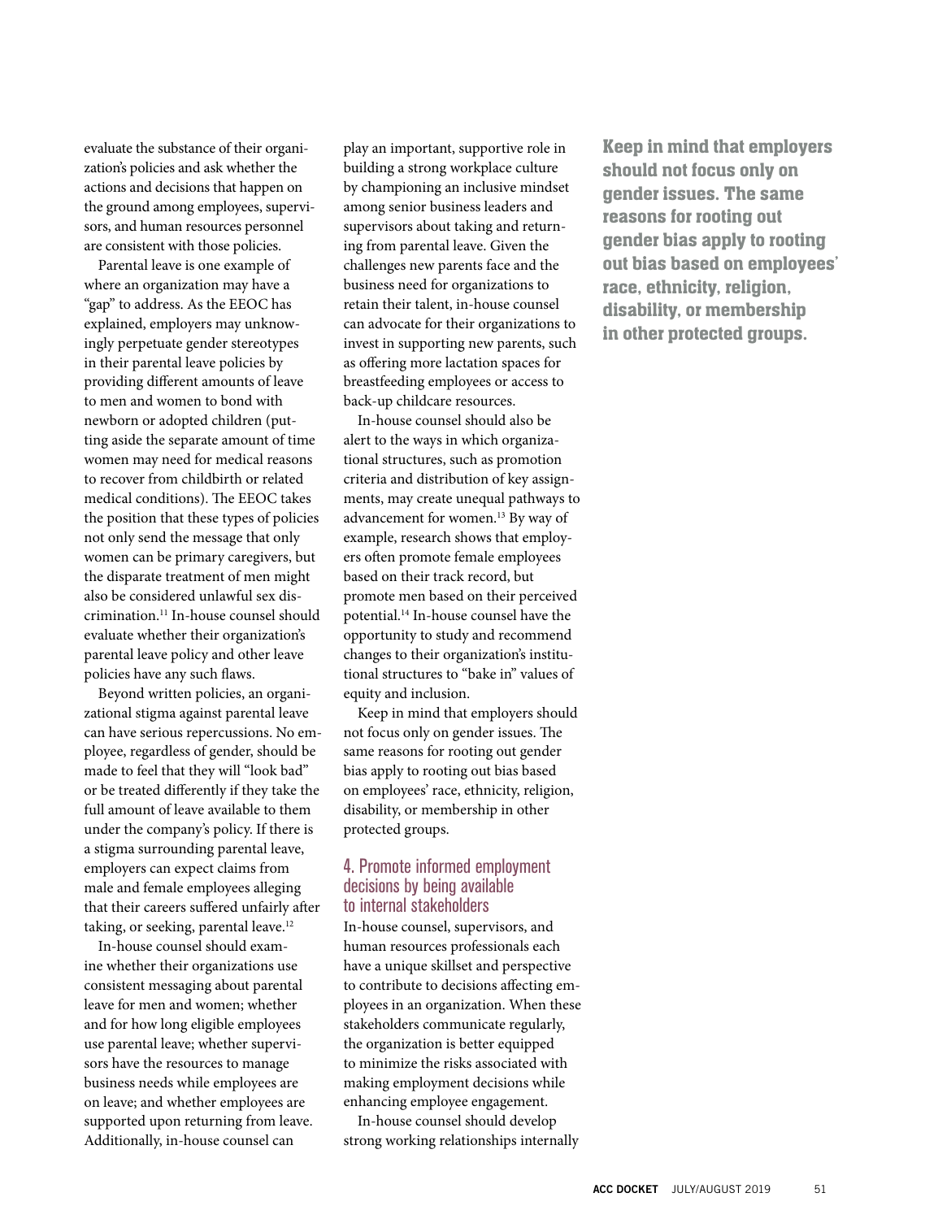evaluate the substance of their organization's policies and ask whether the actions and decisions that happen on the ground among employees, supervisors, and human resources personnel are consistent with those policies.

Parental leave is one example of where an organization may have a "gap" to address. As the EEOC has explained, employers may unknowingly perpetuate gender stereotypes in their parental leave policies by providing different amounts of leave to men and women to bond with newborn or adopted children (putting aside the separate amount of time women may need for medical reasons to recover from childbirth or related medical conditions). The EEOC takes the position that these types of policies not only send the message that only women can be primary caregivers, but the disparate treatment of men might also be considered unlawful sex discrimination.[11] In-house counsel should evaluate whether their organization's parental leave policy and other leave policies have any such flaws.

Beyond written policies, an organizational stigma against parental leave can have serious repercussions. No employee, regardless of gender, should be made to feel that they will "look bad" or be treated differently if they take the full amount of leave available to them under the company's policy. If there is a stigma surrounding parental leave, employers can expect claims from male and female employees alleging that their careers suffered unfairly after taking, or seeking, parental leave.[12]

In-house counsel should examine whether their organizations use consistent messaging about parental leave for men and women; whether and for how long eligible employees use parental leave; whether supervisors have the resources to manage business needs while employees are on leave; and whether employees are supported upon returning from leave. Additionally, in-house counsel can play an important, supportive role in building a strong workplace culture by championing an inclusive mindset among senior business leaders and supervisors about taking and returning from parental leave. Given the challenges new parents face and the business need for organizations to retain their talent, in-house counsel can advocate for their organizations to invest in supporting new parents, such as offering more lactation spaces for breastfeeding employees or access to back-up childcare resources.

In-house counsel should also be alert to the ways in which organizational structures, such as promotion criteria and distribution of key assignments, may create unequal pathways to advancement for women.[13] By way of example, research shows that employers often promote female employees based on their track record, but promote men based on their perceived potential.[14] In-house counsel have the opportunity to study and recommend changes to their organization's institutional structures to "bake in" values of equity and inclusion.

Keep in mind that employers should not focus only on gender issues. The same reasons for rooting out gender bias apply to rooting out bias based on employees' race, ethnicity, religion, disability, or membership in other protected groups.

**Keep in mind that employers should not focus only on gender issues. The same reasons for rooting out gender bias apply to rooting out bias based on employees' race, ethnicity, religion, disability, or membership in other protected groups.**

### 4. Promote informed employment decisions by being available to internal stakeholders

In-house counsel, supervisors, and human resources professionals each have a unique skillset and perspective to contribute to decisions affecting employees in an organization. When these stakeholders communicate regularly, the organization is better equipped to minimize the risks associated with making employment decisions while enhancing employee engagement.

In-house counsel should develop strong working relationships internally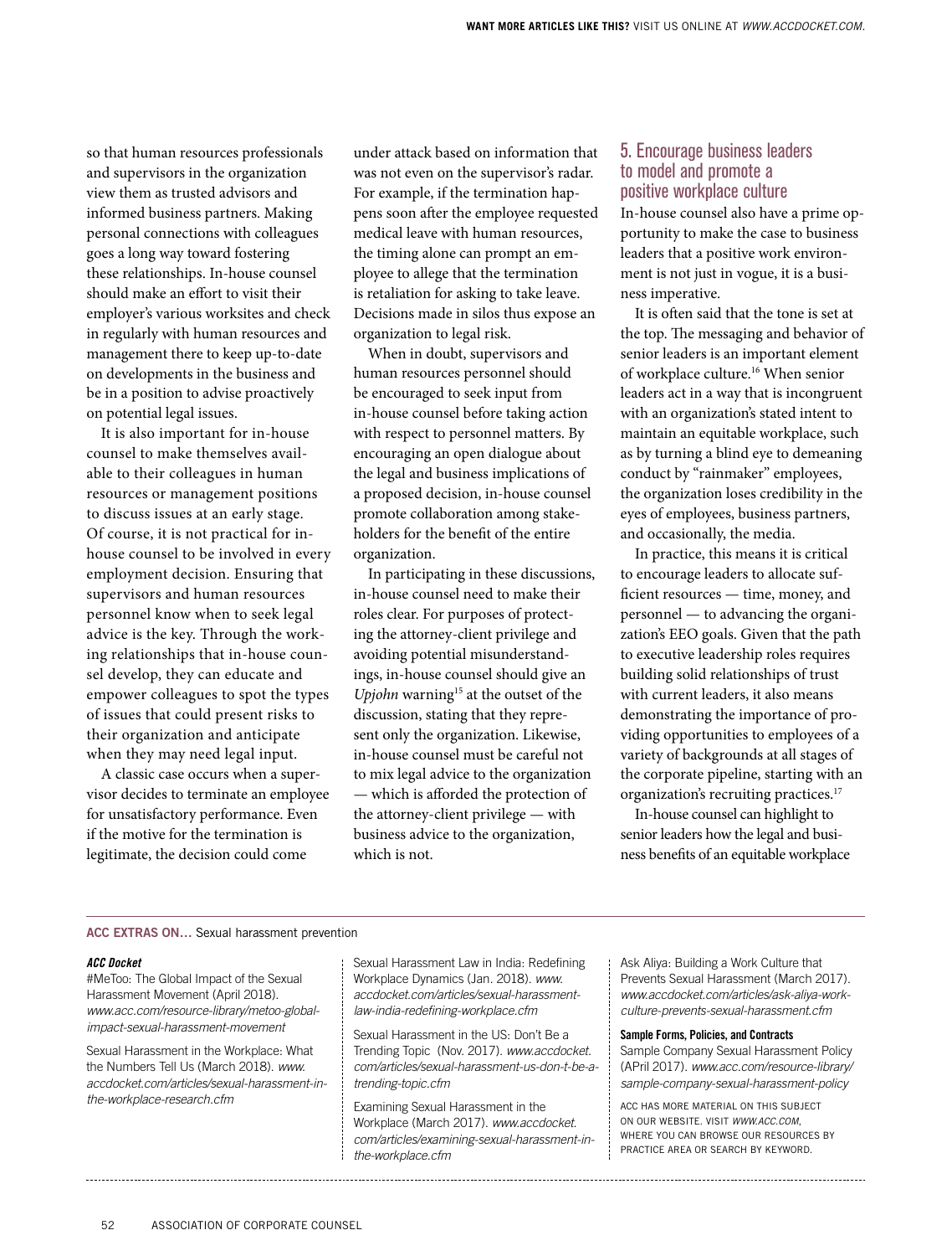so that human resources professionals and supervisors in the organization view them as trusted advisors and informed business partners. Making personal connections with colleagues goes a long way toward fostering these relationships. In-house counsel should make an effort to visit their employer's various worksites and check in regularly with human resources and management there to keep up-to-date on developments in the business and be in a position to advise proactively on potential legal issues.

It is also important for in-house counsel to make themselves available to their colleagues in human resources or management positions to discuss issues at an early stage. Of course, it is not practical for in-house counsel to be involved in every employment decision. Ensuring that supervisors and human resources personnel know when to seek legal advice is the key. Through the working relationships that in-house counsel develop, they can educate and empower colleagues to spot the types of issues that could present risks to their organization and anticipate when they may need legal input.

A classic case occurs when a supervisor decides to terminate an employee for unsatisfactory performance. Even if the motive for the termination is legitimate, the decision could come under attack based on information that was not even on the supervisor's radar. For example, if the termination happens soon after the employee requested medical leave with human resources, the timing alone can prompt an employee to allege that the termination is retaliation for asking to take leave. Decisions made in silos thus expose an organization to legal risk.

When in doubt, supervisors and human resources personnel should be encouraged to seek input from in-house counsel before taking action with respect to personnel matters. By encouraging an open dialogue about the legal and business implications of a proposed decision, in-house counsel promote collaboration among stakeholders for the benefit of the entire organization.

In participating in these discussions, in-house counsel need to make their roles clear. For purposes of protecting the attorney-client privilege and avoiding potential misunderstandings, in-house counsel should give an *Upjohn* warning[15] at the outset of the discussion, stating that they represent only the organization. Likewise, in-house counsel must be careful not to mix legal advice to the organization — which is afforded the protection of the attorney-client privilege — with business advice to the organization, which is not.

## 5. Encourage business leaders to model and promote a positive workplace culture

In-house counsel also have a prime opportunity to make the case to business leaders that a positive work environment is not just in vogue, it is a business imperative.

It is often said that the tone is set at the top. The messaging and behavior of senior leaders is an important element of workplace culture.[16] When senior leaders act in a way that is incongruent with an organization's stated intent to maintain an equitable workplace, such as by turning a blind eye to demeaning conduct by "rainmaker" employees, the organization loses credibility in the eyes of employees, business partners, and occasionally, the media.

In practice, this means it is critical to encourage leaders to allocate sufficient resources — time, money, and personnel — to advancing the organization's EEO goals. Given that the path to executive leadership roles requires building solid relationships of trust with current leaders, it also means demonstrating the importance of providing opportunities to employees of a variety of backgrounds at all stages of the corporate pipeline, starting with an organization's recruiting practices.[17]

In-house counsel can highlight to senior leaders how the legal and business benefits of an equitable workplace

---

**ACC EXTRAS ON…** Sexual harassment prevention

***ACC Docket***

#MeToo: The Global Impact of the Sexual Harassment Movement (April 2018). *www.acc.com/resource-library/metoo-global-impact-sexual-harassment-movement*

Sexual Harassment in the Workplace: What the Numbers Tell Us (March 2018). *www.accdocket.com/articles/sexual-harassment-in-the-workplace-research.cfm*

Sexual Harassment Law in India: Redefining Workplace Dynamics (Jan. 2018). *www.accdocket.com/articles/sexual-harassment-law-india-redefining-workplace.cfm*

Sexual Harassment in the US: Don't Be a Trending Topic (Nov. 2017). *www.accdocket.com/articles/sexual-harassment-us-don-t-be-a-trending-topic.cfm*

Examining Sexual Harassment in the Workplace (March 2017). *www.accdocket.com/articles/examining-sexual-harassment-in-the-workplace.cfm*

Ask Aliya: Building a Work Culture that Prevents Sexual Harassment (March 2017). *www.accdocket.com/articles/ask-aliya-work-culture-prevents-sexual-harassment.cfm*

**Sample Forms, Policies, and Contracts**

Sample Company Sexual Harassment Policy (APril 2017). *www.acc.com/resource-library/sample-company-sexual-harassment-policy*

ACC HAS MORE MATERIAL ON THIS SUBJECT ON OUR WEBSITE. VISIT *WWW.ACC.COM*, WHERE YOU CAN BROWSE OUR RESOURCES BY PRACTICE AREA OR SEARCH BY KEYWORD.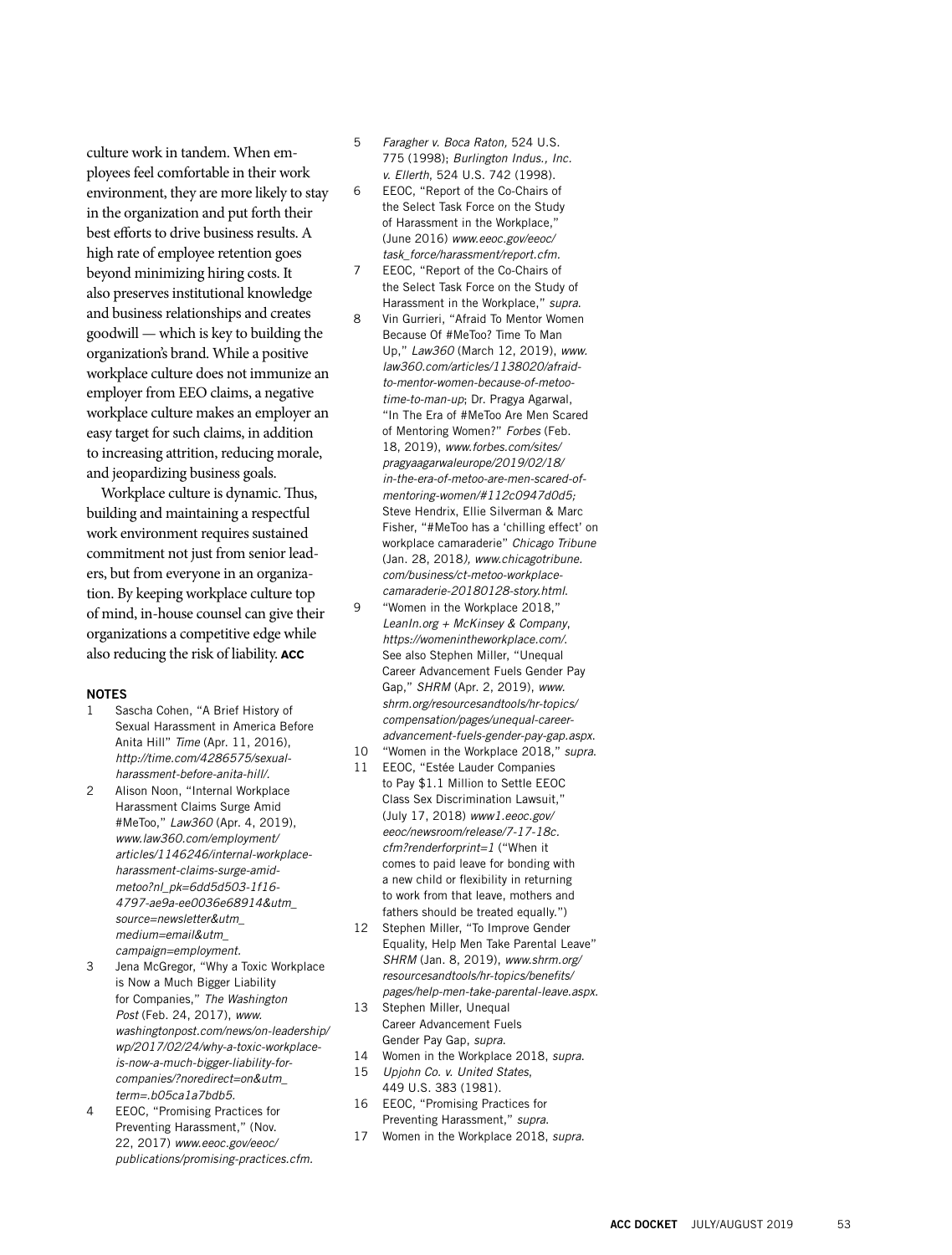culture work in tandem. When employees feel comfortable in their work environment, they are more likely to stay in the organization and put forth their best efforts to drive business results. A high rate of employee retention goes beyond minimizing hiring costs. It also preserves institutional knowledge and business relationships and creates goodwill — which is key to building the organization's brand. While a positive workplace culture does not immunize an employer from EEO claims, a negative workplace culture makes an employer an easy target for such claims, in addition to increasing attrition, reducing morale, and jeopardizing business goals.

Workplace culture is dynamic. Thus, building and maintaining a respectful work environment requires sustained commitment not just from senior leaders, but from everyone in an organization. By keeping workplace culture top of mind, in-house counsel can give their organizations a competitive edge while also reducing the risk of liability. **ACC**

## NOTES

1. Sascha Cohen, "A Brief History of Sexual Harassment in America Before Anita Hill" *Time* (Apr. 11, 2016), *http://time.com/4286575/sexual-harassment-before-anita-hill/*.
2. Alison Noon, "Internal Workplace Harassment Claims Surge Amid #MeToo," *Law360* (Apr. 4, 2019), *www.law360.com/employment/articles/1146246/internal-workplace-harassment-claims-surge-amid-metoo?nl_pk=6dd5d503-1f16-4797-ae9a-ee0036e68914&utm_source=newsletter&utm_medium=email&utm_campaign=employment*.
3. Jena McGregor, "Why a Toxic Workplace is Now a Much Bigger Liability for Companies," *The Washington Post* (Feb. 24, 2017), *www.washingtonpost.com/news/on-leadership/wp/2017/02/24/why-a-toxic-workplace-is-now-a-much-bigger-liability-for-companies/?noredirect=on&utm_term=.b05ca1a7bdb5*.
4. EEOC, "Promising Practices for Preventing Harassment," (Nov. 22, 2017) *www.eeoc.gov/eeoc/publications/promising-practices.cfm*.
5. *Faragher v. Boca Raton,* 524 U.S. 775 (1998); *Burlington Indus., Inc. v. Ellerth*, 524 U.S. 742 (1998).
6. EEOC, "Report of the Co-Chairs of the Select Task Force on the Study of Harassment in the Workplace," (June 2016) *www.eeoc.gov/eeoc/task_force/harassment/report.cfm*.
7. EEOC, "Report of the Co-Chairs of the Select Task Force on the Study of Harassment in the Workplace," *supra*.
8. Vin Gurrieri, "Afraid To Mentor Women Because Of #MeToo? Time To Man Up," *Law360* (March 12, 2019), *www.law360.com/articles/1138020/afraid-to-mentor-women-because-of-metoo-time-to-man-up*; Dr. Pragya Agarwal, "In The Era of #MeToo Are Men Scared of Mentoring Women?" *Forbes* (Feb. 18, 2019), *www.forbes.com/sites/pragyaagarwaleurope/2019/02/18/in-the-era-of-metoo-are-men-scared-of-mentoring-women/#112c0947d0d5;* Steve Hendrix, Ellie Silverman & Marc Fisher, "#MeToo has a 'chilling effect' on workplace camaraderie" *Chicago Tribune* (Jan. 28, 2018*), www.chicagotribune.com/business/ct-metoo-workplace-camaraderie-20180128-story.html*.
9. "Women in the Workplace 2018," *LeanIn.org + McKinsey & Company*, *https://womenintheworkplace.com/*. See also Stephen Miller, "Unequal Career Advancement Fuels Gender Pay Gap," *SHRM* (Apr. 2, 2019), *www.shrm.org/resourcesandtools/hr-topics/compensation/pages/unequal-career-advancement-fuels-gender-pay-gap.aspx*.
10. "Women in the Workplace 2018," *supra*.
11. EEOC, "Estée Lauder Companies to Pay $1.1 Million to Settle EEOC Class Sex Discrimination Lawsuit," (July 17, 2018) *www1.eeoc.gov/eeoc/newsroom/release/7-17-18c.cfm?renderforprint=1* ("When it comes to paid leave for bonding with a new child or flexibility in returning to work from that leave, mothers and fathers should be treated equally.")
12. Stephen Miller, "To Improve Gender Equality, Help Men Take Parental Leave" *SHRM* (Jan. 8, 2019), *www.shrm.org/resourcesandtools/hr-topics/benefits/pages/help-men-take-parental-leave.aspx*.
13. Stephen Miller, Unequal Career Advancement Fuels Gender Pay Gap, *supra*.
14. Women in the Workplace 2018, *supra*.
15. *Upjohn Co. v. United States*, 449 U.S. 383 (1981).
16. EEOC, "Promising Practices for Preventing Harassment," *supra*.
17. Women in the Workplace 2018, *supra*.